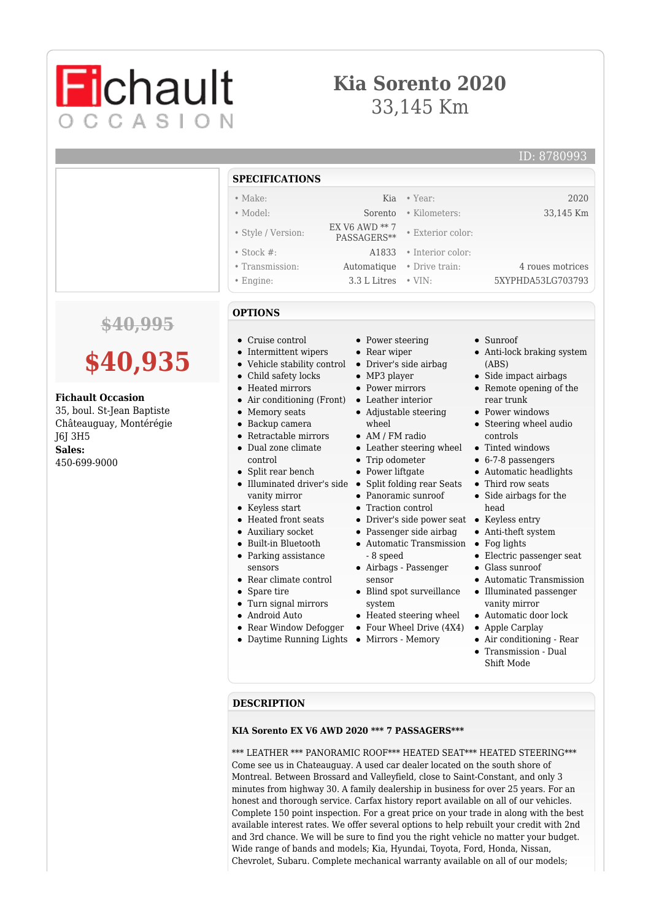Fichault OCCASION

# Kia Sorento 2020

33,145 Km

ID: 8780993

~~$40,995~~

**$40,935**

**Fichault Occasion**
35, boul. St-Jean Baptiste
Châteauguay, Montérégie
J6J 3H5
**Sales:**
450-699-9000

## SPECIFICATIONS

| | | | |
|---|---|---|---|
| • Make: | Kia | • Year: | 2020 |
| • Model: | Sorento | • Kilometers: | 33,145 Km |
| • Style / Version: | EX V6 AWD ** 7 PASSAGERS** | • Exterior color: | |
| • Stock #: | A1833 | • Interior color: | |
| • Transmission: | Automatique | • Drive train: | 4 roues motrices |
| • Engine: | 3.3 L Litres | • VIN: | 5XYPHDA53LG703793 |

## OPTIONS

- Cruise control
- Intermittent wipers
- Vehicle stability control
- Child safety locks
- Heated mirrors
- Air conditioning (Front)
- Memory seats
- Backup camera
- Retractable mirrors
- Dual zone climate control
- Split rear bench
- Illuminated driver's side vanity mirror
- Keyless start
- Heated front seats
- Auxiliary socket
- Built-in Bluetooth
- Parking assistance sensors
- Rear climate control
- Spare tire
- Turn signal mirrors
- Android Auto
- Rear Window Defogger
- Daytime Running Lights
- Power steering
- Rear wiper
- Driver's side airbag
- MP3 player
- Power mirrors
- Leather interior
- Adjustable steering wheel
- AM / FM radio
- Leather steering wheel
- Trip odometer
- Power liftgate
- Split folding rear Seats
- Panoramic sunroof
- Traction control
- Driver's side power seat
- Passenger side airbag
- Automatic Transmission - 8 speed
- Airbags - Passenger sensor
- Blind spot surveillance system
- Heated steering wheel
- Four Wheel Drive (4X4)
- Mirrors - Memory
- Sunroof
- Anti-lock braking system (ABS)
- Side impact airbags
- Remote opening of the rear trunk
- Power windows
- Steering wheel audio controls
- Tinted windows
- 6-7-8 passengers
- Automatic headlights
- Third row seats
- Side airbags for the head
- Keyless entry
- Anti-theft system
- Fog lights
- Electric passenger seat
- Glass sunroof
- Automatic Transmission
- Illuminated passenger vanity mirror
- Automatic door lock
- Apple Carplay
- Air conditioning - Rear
- Transmission - Dual Shift Mode

## DESCRIPTION

**KIA Sorento EX V6 AWD 2020 *** 7 PASSAGERS*****

*** LEATHER *** PANORAMIC ROOF*** HEATED SEAT*** HEATED STEERING*** Come see us in Chateauguay. A used car dealer located on the south shore of Montreal. Between Brossard and Valleyfield, close to Saint-Constant, and only 3 minutes from highway 30. A family dealership in business for over 25 years. For an honest and thorough service. Carfax history report available on all of our vehicles. Complete 150 point inspection. For a great price on your trade in along with the best available interest rates. We offer several options to help rebuilt your credit with 2nd and 3rd chance. We will be sure to find you the right vehicle no matter your budget. Wide range of bands and models; Kia, Hyundai, Toyota, Ford, Honda, Nissan, Chevrolet, Subaru. Complete mechanical warranty available on all of our models;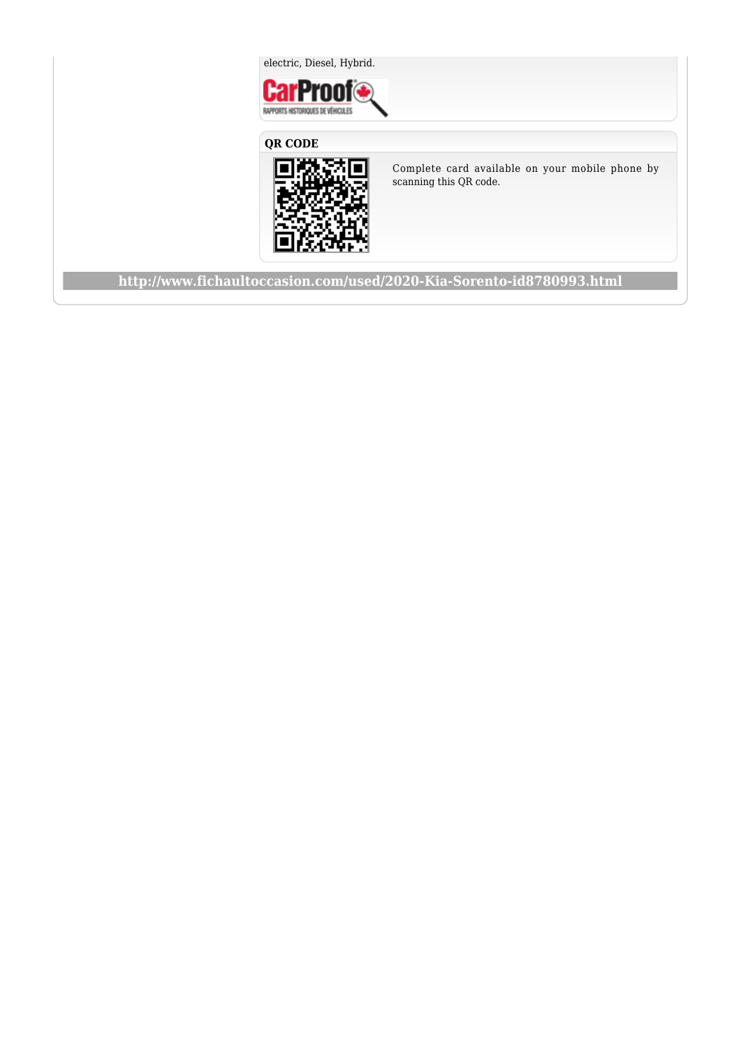electric, Diesel, Hybrid.

CarProof
RAPPORTS HISTORIQUES DE VÉHICULES

**QR CODE**

Complete card available on your mobile phone by scanning this QR code.

**http://www.fichaultoccasion.com/used/2020-Kia-Sorento-id8780993.html**